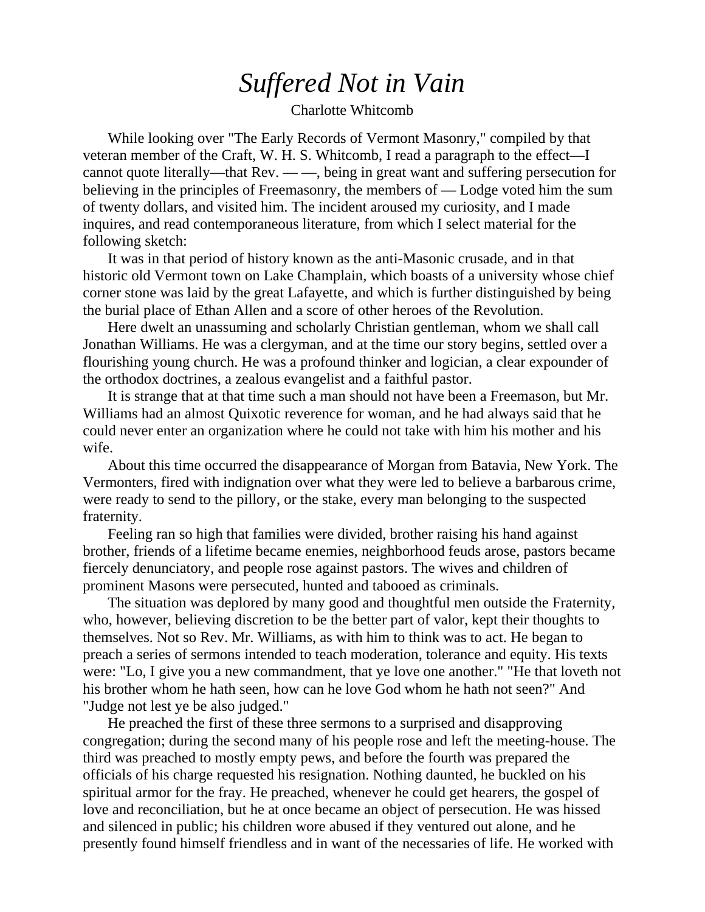# *Suffered Not in Vain*

Charlotte Whitcomb

While looking over "The Early Records of Vermont Masonry," compiled by that veteran member of the Craft, W. H. S. Whitcomb, I read a paragraph to the effect—I cannot quote literally—that Rev. — —, being in great want and suffering persecution for believing in the principles of Freemasonry, the members of — Lodge voted him the sum of twenty dollars, and visited him. The incident aroused my curiosity, and I made inquires, and read contemporaneous literature, from which I select material for the following sketch:

It was in that period of history known as the anti-Masonic crusade, and in that historic old Vermont town on Lake Champlain, which boasts of a university whose chief corner stone was laid by the great Lafayette, and which is further distinguished by being the burial place of Ethan Allen and a score of other heroes of the Revolution.

Here dwelt an unassuming and scholarly Christian gentleman, whom we shall call Jonathan Williams. He was a clergyman, and at the time our story begins, settled over a flourishing young church. He was a profound thinker and logician, a clear expounder of the orthodox doctrines, a zealous evangelist and a faithful pastor.

It is strange that at that time such a man should not have been a Freemason, but Mr. Williams had an almost Quixotic reverence for woman, and he had always said that he could never enter an organization where he could not take with him his mother and his wife.

About this time occurred the disappearance of Morgan from Batavia, New York. The Vermonters, fired with indignation over what they were led to believe a barbarous crime, were ready to send to the pillory, or the stake, every man belonging to the suspected fraternity.

Feeling ran so high that families were divided, brother raising his hand against brother, friends of a lifetime became enemies, neighborhood feuds arose, pastors became fiercely denunciatory, and people rose against pastors. The wives and children of prominent Masons were persecuted, hunted and tabooed as criminals.

The situation was deplored by many good and thoughtful men outside the Fraternity, who, however, believing discretion to be the better part of valor, kept their thoughts to themselves. Not so Rev. Mr. Williams, as with him to think was to act. He began to preach a series of sermons intended to teach moderation, tolerance and equity. His texts were: "Lo, I give you a new commandment, that ye love one another." "He that loveth not his brother whom he hath seen, how can he love God whom he hath not seen?" And "Judge not lest ye be also judged."

He preached the first of these three sermons to a surprised and disapproving congregation; during the second many of his people rose and left the meeting-house. The third was preached to mostly empty pews, and before the fourth was prepared the officials of his charge requested his resignation. Nothing daunted, he buckled on his spiritual armor for the fray. He preached, whenever he could get hearers, the gospel of love and reconciliation, but he at once became an object of persecution. He was hissed and silenced in public; his children wore abused if they ventured out alone, and he presently found himself friendless and in want of the necessaries of life. He worked with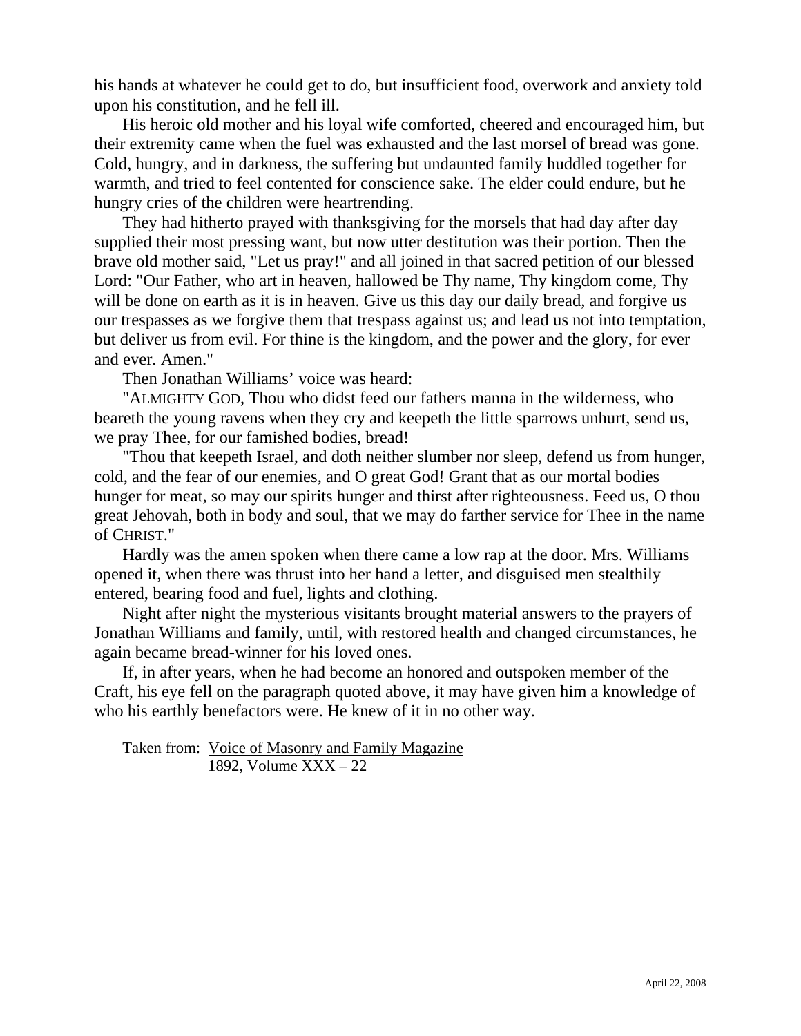his hands at whatever he could get to do, but insufficient food, overwork and anxiety told upon his constitution, and he fell ill.

His heroic old mother and his loyal wife comforted, cheered and encouraged him, but their extremity came when the fuel was exhausted and the last morsel of bread was gone. Cold, hungry, and in darkness, the suffering but undaunted family huddled together for warmth, and tried to feel contented for conscience sake. The elder could endure, but he hungry cries of the children were heartrending.

They had hitherto prayed with thanksgiving for the morsels that had day after day supplied their most pressing want, but now utter destitution was their portion. Then the brave old mother said, "Let us pray!" and all joined in that sacred petition of our blessed Lord: "Our Father, who art in heaven, hallowed be Thy name, Thy kingdom come, Thy will be done on earth as it is in heaven. Give us this day our daily bread, and forgive us our trespasses as we forgive them that trespass against us; and lead us not into temptation, but deliver us from evil. For thine is the kingdom, and the power and the glory, for ever and ever. Amen."

Then Jonathan Williams' voice was heard:

"ALMIGHTY GOD, Thou who didst feed our fathers manna in the wilderness, who beareth the young ravens when they cry and keepeth the little sparrows unhurt, send us, we pray Thee, for our famished bodies, bread!

"Thou that keepeth Israel, and doth neither slumber nor sleep, defend us from hunger, cold, and the fear of our enemies, and O great God! Grant that as our mortal bodies hunger for meat, so may our spirits hunger and thirst after righteousness. Feed us, O thou great Jehovah, both in body and soul, that we may do farther service for Thee in the name of CHRIST."

Hardly was the amen spoken when there came a low rap at the door. Mrs. Williams opened it, when there was thrust into her hand a letter, and disguised men stealthily entered, bearing food and fuel, lights and clothing.

Night after night the mysterious visitants brought material answers to the prayers of Jonathan Williams and family, until, with restored health and changed circumstances, he again became bread-winner for his loved ones.

If, in after years, when he had become an honored and outspoken member of the Craft, his eye fell on the paragraph quoted above, it may have given him a knowledge of who his earthly benefactors were. He knew of it in no other way.

Taken from: Voice of Masonry and Family Magazine
1892, Volume XXX – 22

April 22, 2008